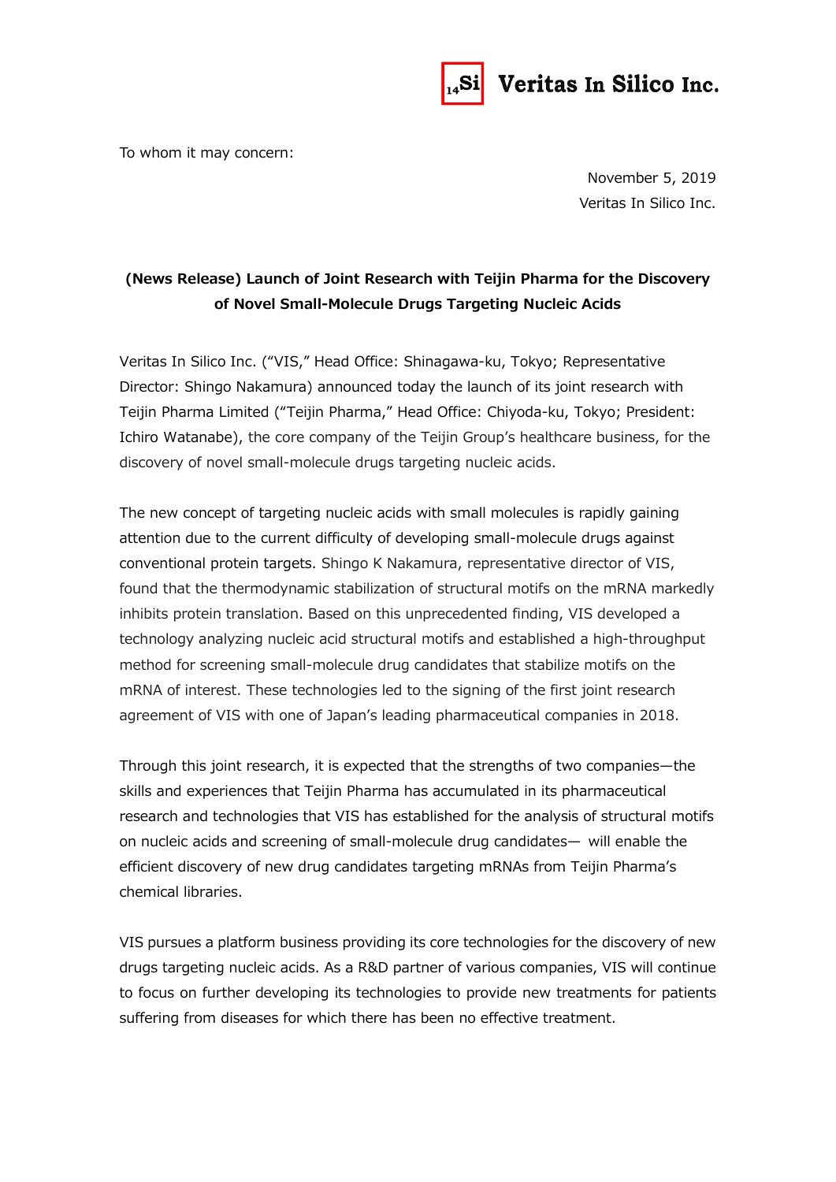Veritas In Silico Inc.

To whom it may concern:

November 5, 2019
Veritas In Silico Inc.

## (News Release) Launch of Joint Research with Teijin Pharma for the Discovery of Novel Small-Molecule Drugs Targeting Nucleic Acids

Veritas In Silico Inc. ("VIS," Head Office: Shinagawa-ku, Tokyo; Representative Director: Shingo Nakamura) announced today the launch of its joint research with Teijin Pharma Limited ("Teijin Pharma," Head Office: Chiyoda-ku, Tokyo; President: Ichiro Watanabe), the core company of the Teijin Group's healthcare business, for the discovery of novel small-molecule drugs targeting nucleic acids.

The new concept of targeting nucleic acids with small molecules is rapidly gaining attention due to the current difficulty of developing small-molecule drugs against conventional protein targets. Shingo K Nakamura, representative director of VIS, found that the thermodynamic stabilization of structural motifs on the mRNA markedly inhibits protein translation. Based on this unprecedented finding, VIS developed a technology analyzing nucleic acid structural motifs and established a high-throughput method for screening small-molecule drug candidates that stabilize motifs on the mRNA of interest. These technologies led to the signing of the first joint research agreement of VIS with one of Japan's leading pharmaceutical companies in 2018.

Through this joint research, it is expected that the strengths of two companies—the skills and experiences that Teijin Pharma has accumulated in its pharmaceutical research and technologies that VIS has established for the analysis of structural motifs on nucleic acids and screening of small-molecule drug candidates— will enable the efficient discovery of new drug candidates targeting mRNAs from Teijin Pharma's chemical libraries.

VIS pursues a platform business providing its core technologies for the discovery of new drugs targeting nucleic acids. As a R&D partner of various companies, VIS will continue to focus on further developing its technologies to provide new treatments for patients suffering from diseases for which there has been no effective treatment.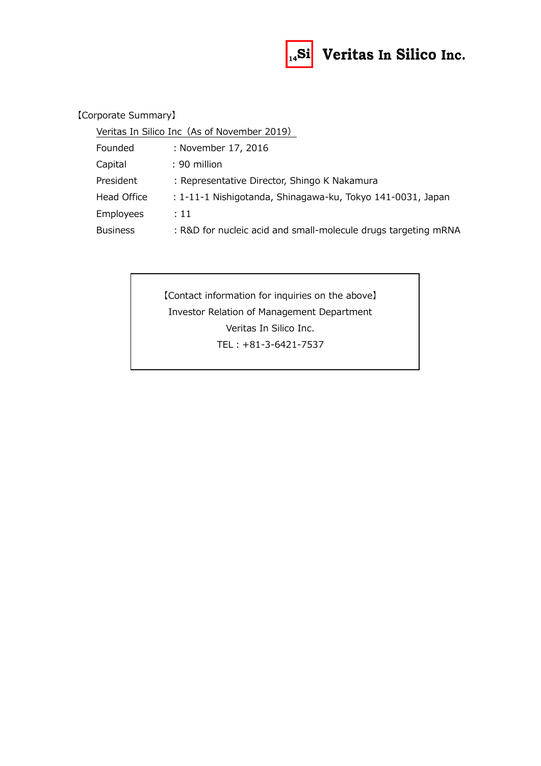【Corporate Summary】

Veritas In Silico Inc（As of November 2019）

| | |
|---|---|
| Founded | : November 17, 2016 |
| Capital | : 90 million |
| President | : Representative Director, Shingo K Nakamura |
| Head Office | : 1-11-1 Nishigotanda, Shinagawa-ku, Tokyo 141-0031, Japan |
| Employees | : 11 |
| Business | : R&D for nucleic acid and small-molecule drugs targeting mRNA |

【Contact information for inquiries on the above】

Investor Relation of Management Department

Veritas In Silico Inc.

TEL : +81-3-6421-7537